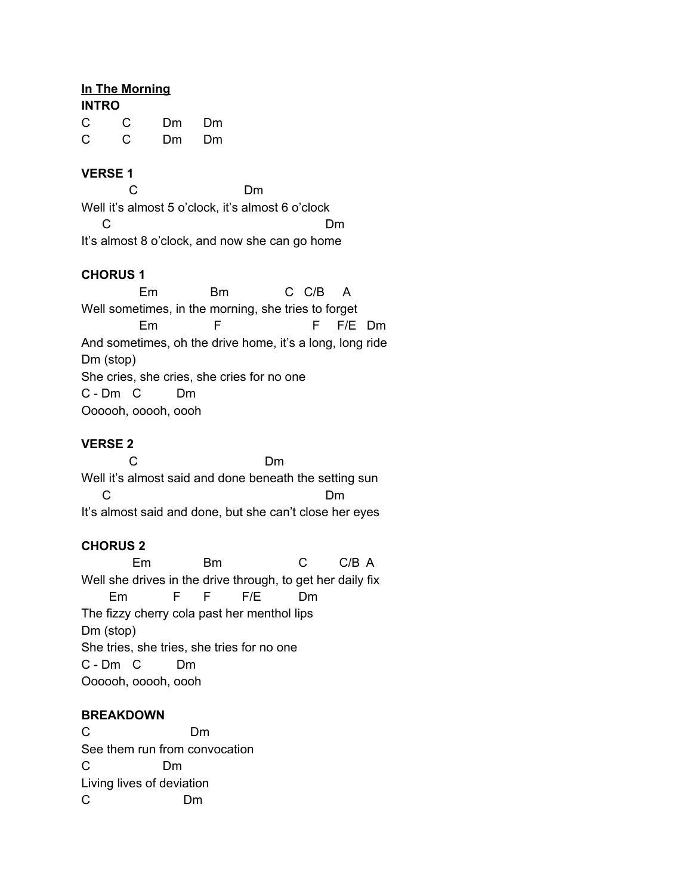**In The Morning**

**INTRO**

```
C         C         Dm      Dm
C         C         Dm      Dm
```

**VERSE 1**

```
            C                            Dm
Well it's almost 5 o'clock, it's almost 6 o'clock
      C                                                  Dm
It's almost 8 o'clock, and now she can go home
```

**CHORUS 1**

```
               Em              Bm              C   C/B     A
Well sometimes, in the morning, she tries to forget
               Em               F                        F     F/E   Dm
And sometimes, oh the drive home, it's a long, long ride
Dm (stop)
She cries, she cries, she cries for no one
C - Dm   C          Dm
Oooooh, ooooh, oooh
```

**VERSE 2**

```
            C                                 Dm
Well it's almost said and done beneath the setting sun
      C                                                  Dm
It's almost said and done, but she can't close her eyes
```

**CHORUS 2**

```
             Em             Bm                    C         C/B  A
Well she drives in the drive through, to get her daily fix
        Em            F      F        F/E         Dm
The fizzy cherry cola past her menthol lips
Dm (stop)
She tries, she tries, she tries for no one
C - Dm   C          Dm
Oooooh, ooooh, oooh
```

**BREAKDOWN**

```
C                        Dm
See them run from convocation
C                 Dm
Living lives of deviation
C                      Dm
```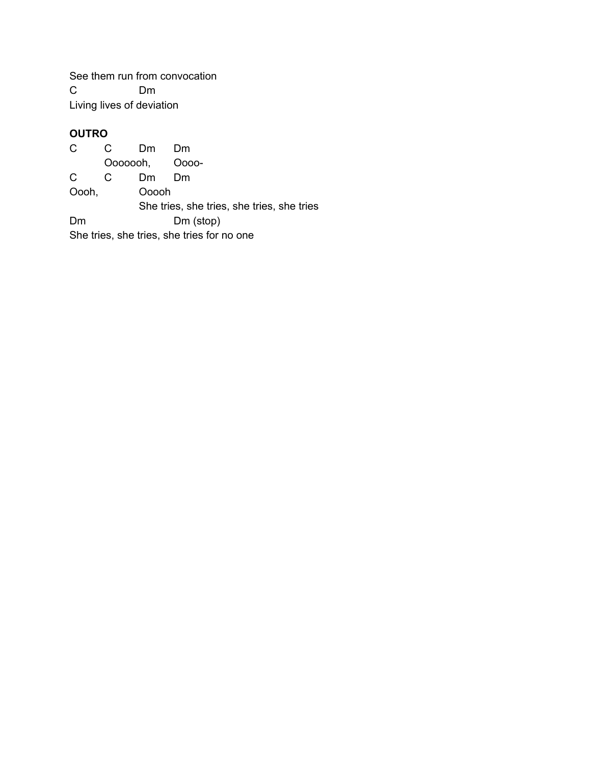```
See them run from convocation
C                 Dm
Living lives of deviation
```

**OUTRO**

```
C        C        Dm      Dm
         Ooooooh,         Oooo-
C        C        Dm      Dm
Oooh,             Ooooh
                  She tries, she tries, she tries, she tries
Dm                        Dm (stop)
She tries, she tries, she tries for no one
```